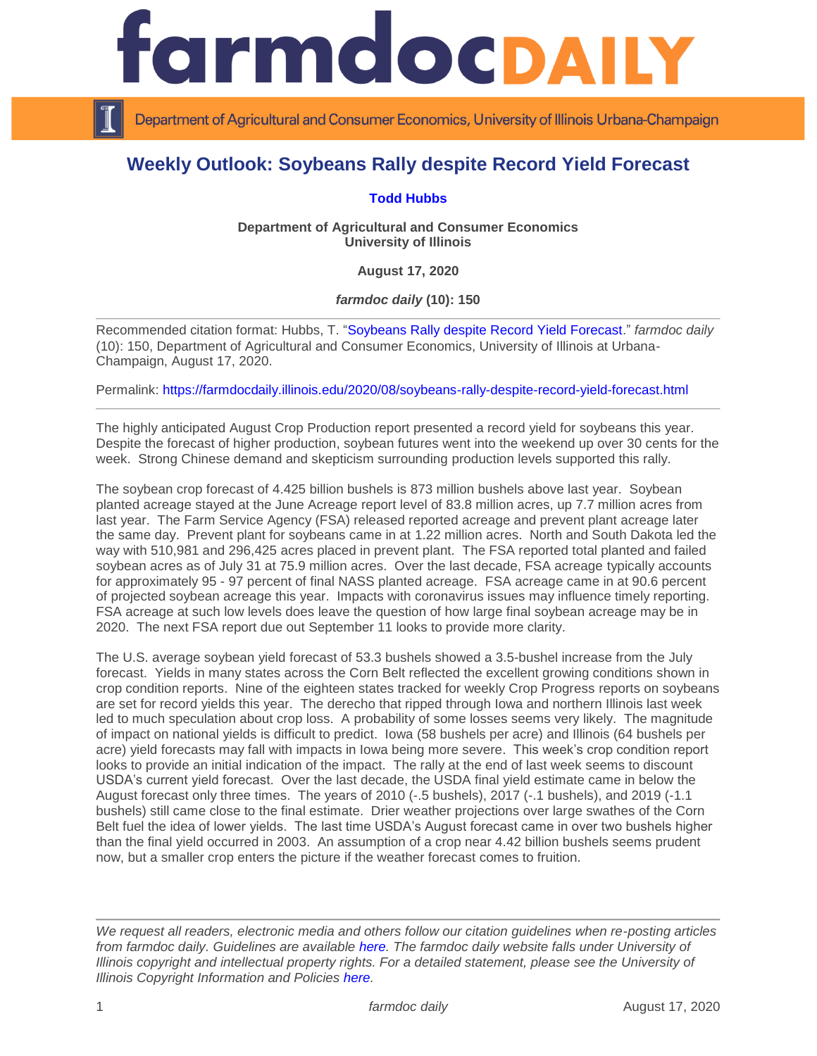# farmdoc DAILY

Department of Agricultural and Consumer Economics, University of Illinois Urbana-Champaign

## Weekly Outlook: Soybeans Rally despite Record Yield Forecast

**Todd Hubbs**

**Department of Agricultural and Consumer Economics**
**University of Illinois**

**August 17, 2020**

***farmdoc daily* (10): 150**

---

Recommended citation format: Hubbs, T. "Soybeans Rally despite Record Yield Forecast." *farmdoc daily* (10): 150, Department of Agricultural and Consumer Economics, University of Illinois at Urbana-Champaign, August 17, 2020.

Permalink: https://farmdocdaily.illinois.edu/2020/08/soybeans-rally-despite-record-yield-forecast.html

---

The highly anticipated August Crop Production report presented a record yield for soybeans this year. Despite the forecast of higher production, soybean futures went into the weekend up over 30 cents for the week. Strong Chinese demand and skepticism surrounding production levels supported this rally.

The soybean crop forecast of 4.425 billion bushels is 873 million bushels above last year. Soybean planted acreage stayed at the June Acreage report level of 83.8 million acres, up 7.7 million acres from last year. The Farm Service Agency (FSA) released reported acreage and prevent plant acreage later the same day. Prevent plant for soybeans came in at 1.22 million acres. North and South Dakota led the way with 510,981 and 296,425 acres placed in prevent plant. The FSA reported total planted and failed soybean acres as of July 31 at 75.9 million acres. Over the last decade, FSA acreage typically accounts for approximately 95 - 97 percent of final NASS planted acreage. FSA acreage came in at 90.6 percent of projected soybean acreage this year. Impacts with coronavirus issues may influence timely reporting. FSA acreage at such low levels does leave the question of how large final soybean acreage may be in 2020. The next FSA report due out September 11 looks to provide more clarity.

The U.S. average soybean yield forecast of 53.3 bushels showed a 3.5-bushel increase from the July forecast. Yields in many states across the Corn Belt reflected the excellent growing conditions shown in crop condition reports. Nine of the eighteen states tracked for weekly Crop Progress reports on soybeans are set for record yields this year. The derecho that ripped through Iowa and northern Illinois last week led to much speculation about crop loss. A probability of some losses seems very likely. The magnitude of impact on national yields is difficult to predict. Iowa (58 bushels per acre) and Illinois (64 bushels per acre) yield forecasts may fall with impacts in Iowa being more severe. This week's crop condition report looks to provide an initial indication of the impact. The rally at the end of last week seems to discount USDA's current yield forecast. Over the last decade, the USDA final yield estimate came in below the August forecast only three times. The years of 2010 (-.5 bushels), 2017 (-.1 bushels), and 2019 (-1.1 bushels) still came close to the final estimate. Drier weather projections over large swathes of the Corn Belt fuel the idea of lower yields. The last time USDA's August forecast came in over two bushels higher than the final yield occurred in 2003. An assumption of a crop near 4.42 billion bushels seems prudent now, but a smaller crop enters the picture if the weather forecast comes to fruition.

---

*We request all readers, electronic media and others follow our citation guidelines when re-posting articles from farmdoc daily. Guidelines are available here. The farmdoc daily website falls under University of Illinois copyright and intellectual property rights. For a detailed statement, please see the University of Illinois Copyright Information and Policies here.*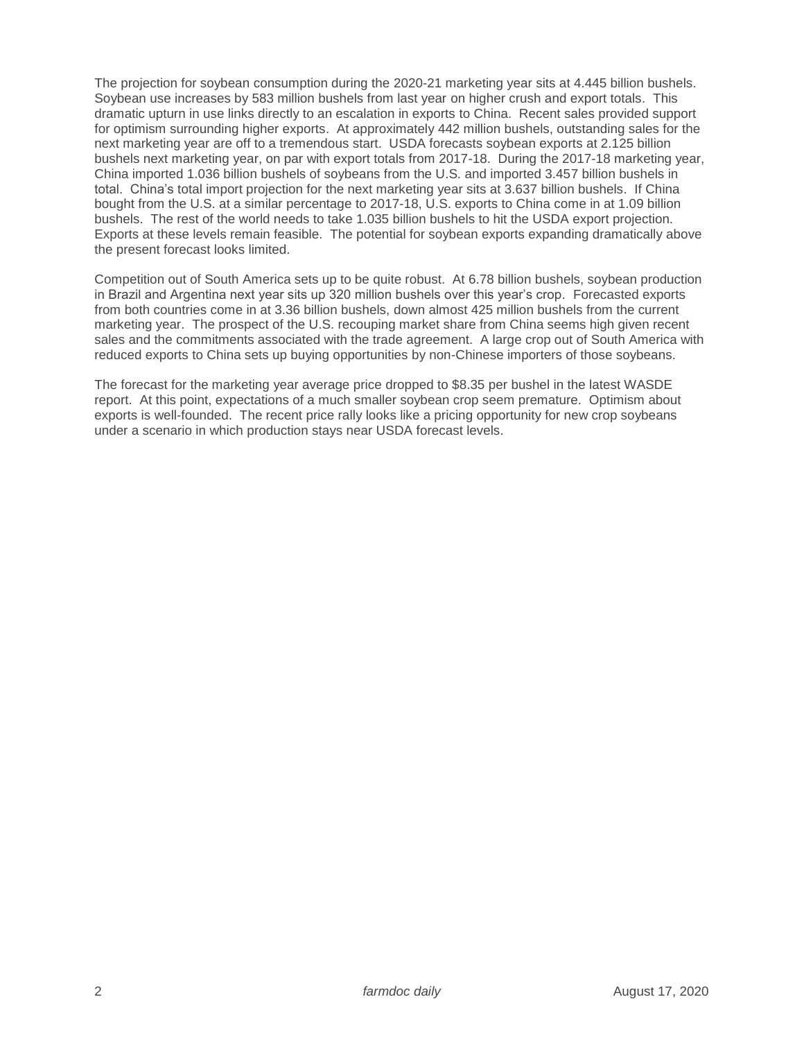The projection for soybean consumption during the 2020-21 marketing year sits at 4.445 billion bushels. Soybean use increases by 583 million bushels from last year on higher crush and export totals. This dramatic upturn in use links directly to an escalation in exports to China. Recent sales provided support for optimism surrounding higher exports. At approximately 442 million bushels, outstanding sales for the next marketing year are off to a tremendous start. USDA forecasts soybean exports at 2.125 billion bushels next marketing year, on par with export totals from 2017-18. During the 2017-18 marketing year, China imported 1.036 billion bushels of soybeans from the U.S. and imported 3.457 billion bushels in total. China's total import projection for the next marketing year sits at 3.637 billion bushels. If China bought from the U.S. at a similar percentage to 2017-18, U.S. exports to China come in at 1.09 billion bushels. The rest of the world needs to take 1.035 billion bushels to hit the USDA export projection. Exports at these levels remain feasible. The potential for soybean exports expanding dramatically above the present forecast looks limited.

Competition out of South America sets up to be quite robust. At 6.78 billion bushels, soybean production in Brazil and Argentina next year sits up 320 million bushels over this year's crop. Forecasted exports from both countries come in at 3.36 billion bushels, down almost 425 million bushels from the current marketing year. The prospect of the U.S. recouping market share from China seems high given recent sales and the commitments associated with the trade agreement. A large crop out of South America with reduced exports to China sets up buying opportunities by non-Chinese importers of those soybeans.

The forecast for the marketing year average price dropped to $8.35 per bushel in the latest WASDE report. At this point, expectations of a much smaller soybean crop seem premature. Optimism about exports is well-founded. The recent price rally looks like a pricing opportunity for new crop soybeans under a scenario in which production stays near USDA forecast levels.